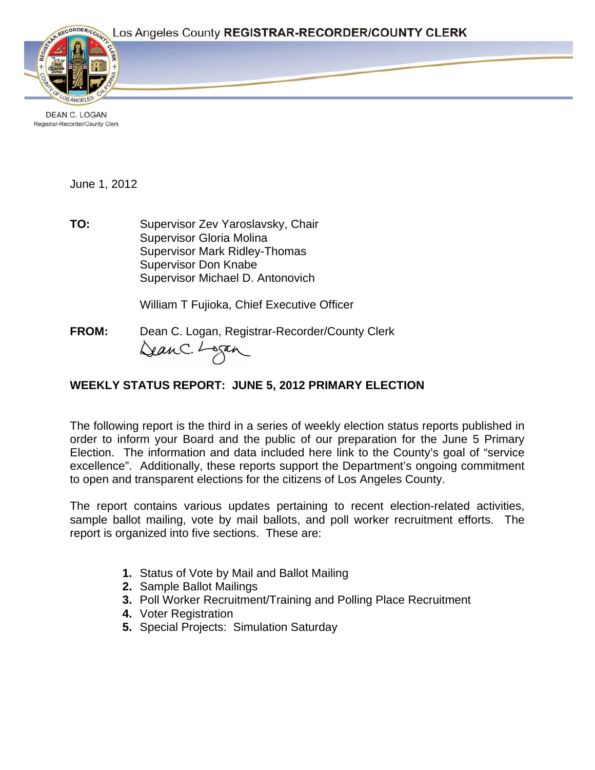Los Angeles County **REGISTRAR-RECORDER/COUNTY CLERK**

DEAN C. LOGAN
Registrar-Recorder/County Clerk

June 1, 2012

**TO:** Supervisor Zev Yaroslavsky, Chair
Supervisor Gloria Molina
Supervisor Mark Ridley-Thomas
Supervisor Don Knabe
Supervisor Michael D. Antonovich

William T Fujioka, Chief Executive Officer

**FROM:** Dean C. Logan, Registrar-Recorder/County Clerk

**WEEKLY STATUS REPORT: JUNE 5, 2012 PRIMARY ELECTION**

The following report is the third in a series of weekly election status reports published in order to inform your Board and the public of our preparation for the June 5 Primary Election. The information and data included here link to the County's goal of "service excellence". Additionally, these reports support the Department's ongoing commitment to open and transparent elections for the citizens of Los Angeles County.

The report contains various updates pertaining to recent election-related activities, sample ballot mailing, vote by mail ballots, and poll worker recruitment efforts. The report is organized into five sections. These are:

1. Status of Vote by Mail and Ballot Mailing
2. Sample Ballot Mailings
3. Poll Worker Recruitment/Training and Polling Place Recruitment
4. Voter Registration
5. Special Projects: Simulation Saturday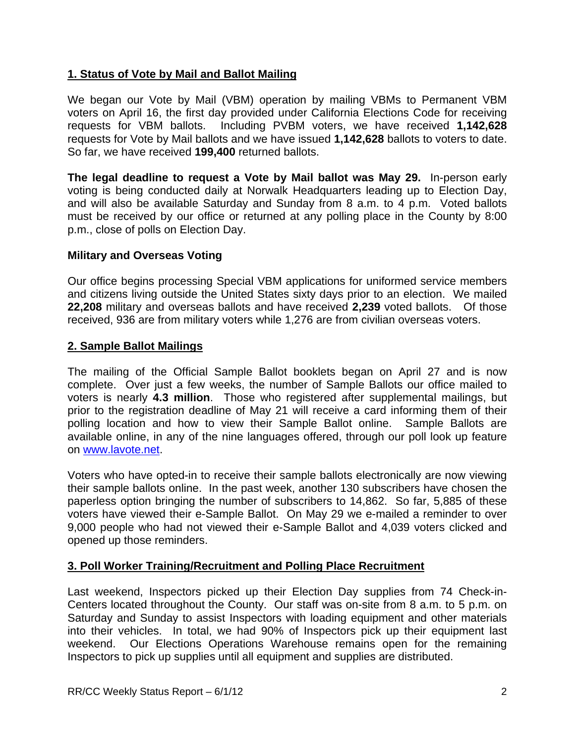## 1. Status of Vote by Mail and Ballot Mailing

We began our Vote by Mail (VBM) operation by mailing VBMs to Permanent VBM voters on April 16, the first day provided under California Elections Code for receiving requests for VBM ballots. Including PVBM voters, we have received **1,142,628** requests for Vote by Mail ballots and we have issued **1,142,628** ballots to voters to date. So far, we have received **199,400** returned ballots.

**The legal deadline to request a Vote by Mail ballot was May 29.** In-person early voting is being conducted daily at Norwalk Headquarters leading up to Election Day, and will also be available Saturday and Sunday from 8 a.m. to 4 p.m. Voted ballots must be received by our office or returned at any polling place in the County by 8:00 p.m., close of polls on Election Day.

### Military and Overseas Voting

Our office begins processing Special VBM applications for uniformed service members and citizens living outside the United States sixty days prior to an election. We mailed **22,208** military and overseas ballots and have received **2,239** voted ballots. Of those received, 936 are from military voters while 1,276 are from civilian overseas voters.

## 2. Sample Ballot Mailings

The mailing of the Official Sample Ballot booklets began on April 27 and is now complete. Over just a few weeks, the number of Sample Ballots our office mailed to voters is nearly **4.3 million**. Those who registered after supplemental mailings, but prior to the registration deadline of May 21 will receive a card informing them of their polling location and how to view their Sample Ballot online. Sample Ballots are available online, in any of the nine languages offered, through our poll look up feature on [www.lavote.net](http://www.lavote.net).

Voters who have opted-in to receive their sample ballots electronically are now viewing their sample ballots online. In the past week, another 130 subscribers have chosen the paperless option bringing the number of subscribers to 14,862. So far, 5,885 of these voters have viewed their e-Sample Ballot. On May 29 we e-mailed a reminder to over 9,000 people who had not viewed their e-Sample Ballot and 4,039 voters clicked and opened up those reminders.

## 3. Poll Worker Training/Recruitment and Polling Place Recruitment

Last weekend, Inspectors picked up their Election Day supplies from 74 Check-in-Centers located throughout the County. Our staff was on-site from 8 a.m. to 5 p.m. on Saturday and Sunday to assist Inspectors with loading equipment and other materials into their vehicles. In total, we had 90% of Inspectors pick up their equipment last weekend. Our Elections Operations Warehouse remains open for the remaining Inspectors to pick up supplies until all equipment and supplies are distributed.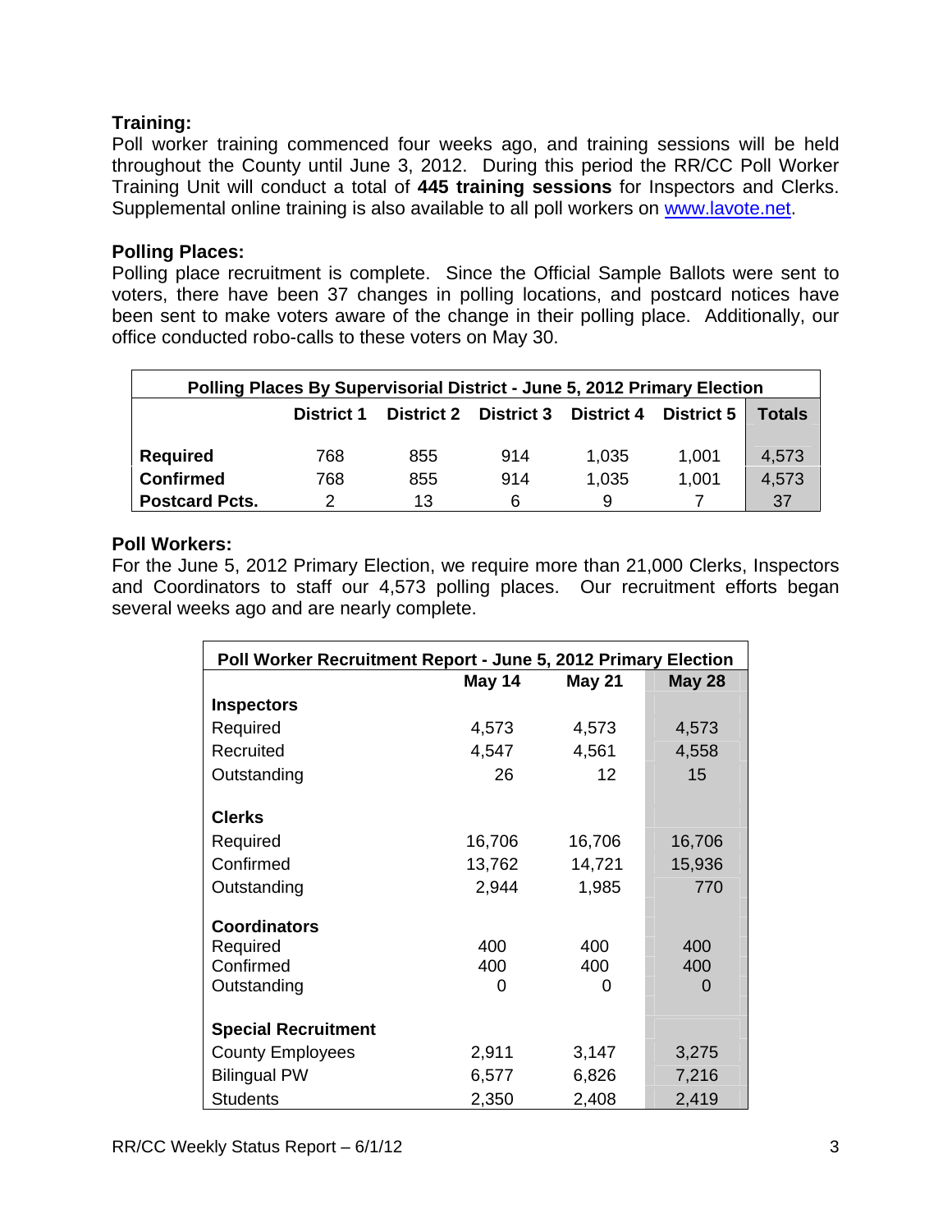**Training:**
Poll worker training commenced four weeks ago, and training sessions will be held throughout the County until June 3, 2012. During this period the RR/CC Poll Worker Training Unit will conduct a total of **445 training sessions** for Inspectors and Clerks. Supplemental online training is also available to all poll workers on [www.lavote.net](http://www.lavote.net).

**Polling Places:**
Polling place recruitment is complete. Since the Official Sample Ballots were sent to voters, there have been 37 changes in polling locations, and postcard notices have been sent to make voters aware of the change in their polling place. Additionally, our office conducted robo-calls to these voters on May 30.

| Polling Places By Supervisorial District - June 5, 2012 Primary Election | | | | | | |
|---|---|---|---|---|---|---|
| | **District 1** | **District 2** | **District 3** | **District 4** | **District 5** | **Totals** |
| **Required** | 768 | 855 | 914 | 1,035 | 1,001 | 4,573 |
| **Confirmed** | 768 | 855 | 914 | 1,035 | 1,001 | 4,573 |
| **Postcard Pcts.** | 2 | 13 | 6 | 9 | 7 | 37 |

**Poll Workers:**
For the June 5, 2012 Primary Election, we require more than 21,000 Clerks, Inspectors and Coordinators to staff our 4,573 polling places. Our recruitment efforts began several weeks ago and are nearly complete.

| Poll Worker Recruitment Report - June 5, 2012 Primary Election | | | |
|---|---|---|---|
| | **May 14** | **May 21** | **May 28** |
| **Inspectors** | | | |
| Required | 4,573 | 4,573 | 4,573 |
| Recruited | 4,547 | 4,561 | 4,558 |
| Outstanding | 26 | 12 | 15 |
| **Clerks** | | | |
| Required | 16,706 | 16,706 | 16,706 |
| Confirmed | 13,762 | 14,721 | 15,936 |
| Outstanding | 2,944 | 1,985 | 770 |
| **Coordinators** | | | |
| Required | 400 | 400 | 400 |
| Confirmed | 400 | 400 | 400 |
| Outstanding | 0 | 0 | 0 |
| **Special Recruitment** | | | |
| County Employees | 2,911 | 3,147 | 3,275 |
| Bilingual PW | 6,577 | 6,826 | 7,216 |
| Students | 2,350 | 2,408 | 2,419 |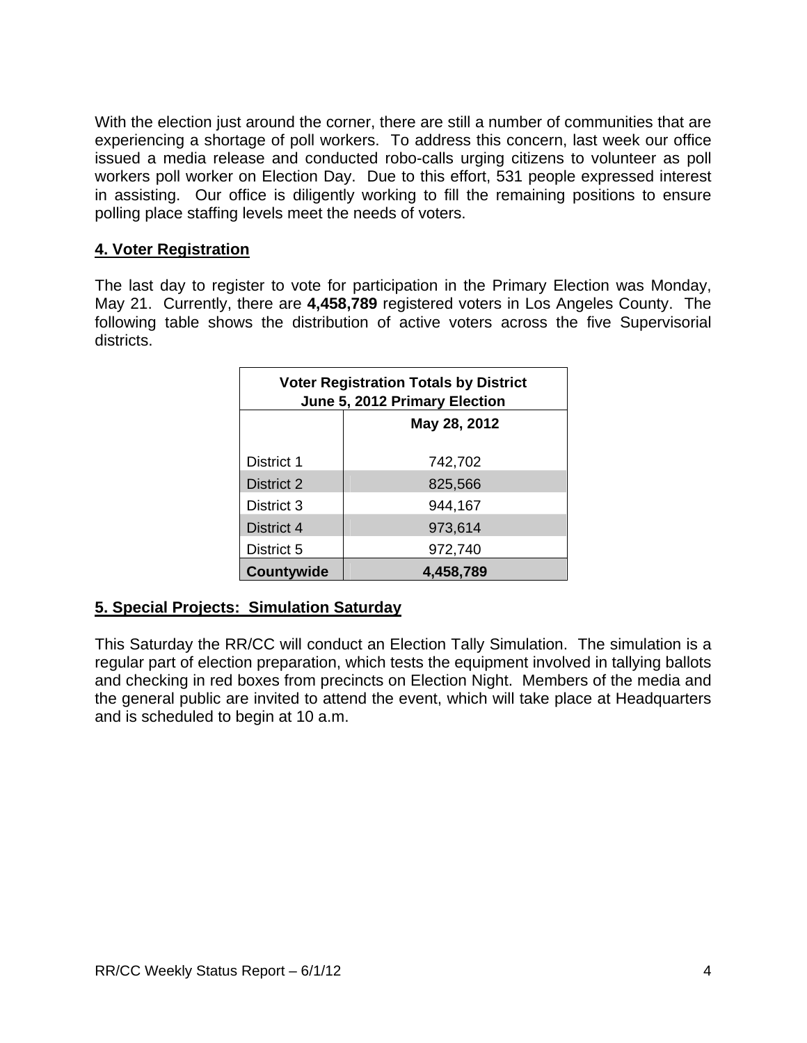With the election just around the corner, there are still a number of communities that are experiencing a shortage of poll workers. To address this concern, last week our office issued a media release and conducted robo-calls urging citizens to volunteer as poll workers poll worker on Election Day. Due to this effort, 531 people expressed interest in assisting. Our office is diligently working to fill the remaining positions to ensure polling place staffing levels meet the needs of voters.

## 4. Voter Registration

The last day to register to vote for participation in the Primary Election was Monday, May 21. Currently, there are **4,458,789** registered voters in Los Angeles County. The following table shows the distribution of active voters across the five Supervisorial districts.

| **Voter Registration Totals by District June 5, 2012 Primary Election** | |
|---|---|
| | **May 28, 2012** |
| District 1 | 742,702 |
| District 2 | 825,566 |
| District 3 | 944,167 |
| District 4 | 973,614 |
| District 5 | 972,740 |
| **Countywide** | **4,458,789** |

## 5. Special Projects: Simulation Saturday

This Saturday the RR/CC will conduct an Election Tally Simulation. The simulation is a regular part of election preparation, which tests the equipment involved in tallying ballots and checking in red boxes from precincts on Election Night. Members of the media and the general public are invited to attend the event, which will take place at Headquarters and is scheduled to begin at 10 a.m.